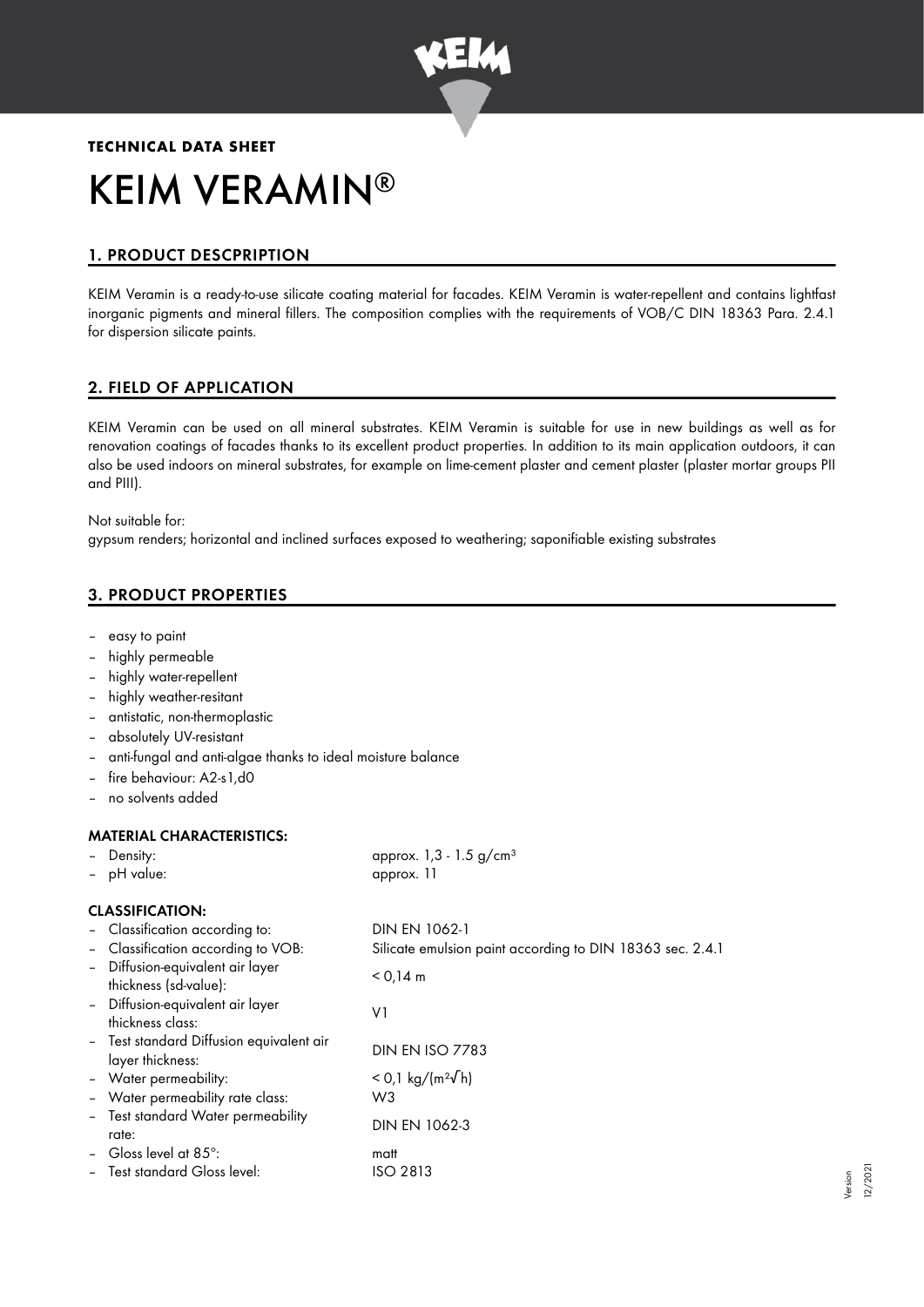**TECHNICAL DATA SHEET**

# KEIM VERAMIN®

## 1. PRODUCT DESCPRIPTION

KEIM Veramin is a ready-to-use silicate coating material for facades. KEIM Veramin is water-repellent and contains lightfast inorganic pigments and mineral fillers. The composition complies with the requirements of VOB/C DIN 18363 Para. 2.4.1 for dispersion silicate paints.

## 2. FIELD OF APPLICATION

KEIM Veramin can be used on all mineral substrates. KEIM Veramin is suitable for use in new buildings as well as for renovation coatings of facades thanks to its excellent product properties. In addition to its main application outdoors, it can also be used indoors on mineral substrates, for example on lime-cement plaster and cement plaster (plaster mortar groups PII and PIII).

Not suitable for:
gypsum renders; horizontal and inclined surfaces exposed to weathering; saponifiable existing substrates

## 3. PRODUCT PROPERTIES

- easy to paint
- highly permeable
- highly water-repellent
- highly weather-resitant
- antistatic, non-thermoplastic
- absolutely UV-resistant
- anti-fungal and anti-algae thanks to ideal moisture balance
- fire behaviour: A2-s1,d0
- no solvents added

### MATERIAL CHARACTERISTICS:

| | |
|---|---|
| – Density: | approx. 1,3 - 1.5 g/cm³ |
| – pH value: | approx. 11 |

### CLASSIFICATION:

| | |
|---|---|
| – Classification according to: | DIN EN 1062-1 |
| – Classification according to VOB: | Silicate emulsion paint according to DIN 18363 sec. 2.4.1 |
| – Diffusion-equivalent air layer thickness (sd-value): | < 0,14 m |
| – Diffusion-equivalent air layer thickness class: | V1 |
| – Test standard Diffusion equivalent air layer thickness: | DIN EN ISO 7783 |
| – Water permeability: | < 0,1 kg/(m²√h) |
| – Water permeability rate class: | W3 |
| – Test standard Water permeability rate: | DIN EN 1062-3 |
| – Gloss level at 85°: | matt |
| – Test standard Gloss level: | ISO 2813 |

Version 12/2021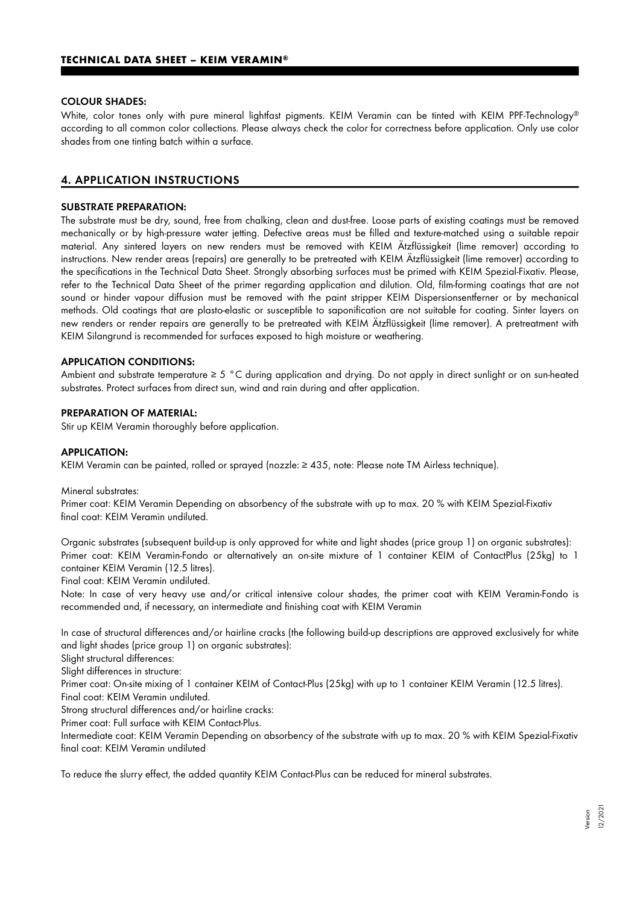### COLOUR SHADES:

White, color tones only with pure mineral lightfast pigments. KEIM Veramin can be tinted with KEIM PPF-Technology® according to all common color collections. Please always check the color for correctness before application. Only use color shades from one tinting batch within a surface.

## 4. APPLICATION INSTRUCTIONS

### SUBSTRATE PREPARATION:

The substrate must be dry, sound, free from chalking, clean and dust-free. Loose parts of existing coatings must be removed mechanically or by high-pressure water jetting. Defective areas must be filled and texture-matched using a suitable repair material. Any sintered layers on new renders must be removed with KEIM Ätzflüssigkeit (lime remover) according to instructions. New render areas (repairs) are generally to be pretreated with KEIM Ätzflüssigkeit (lime remover) according to the specifications in the Technical Data Sheet. Strongly absorbing surfaces must be primed with KEIM Spezial-Fixativ. Please, refer to the Technical Data Sheet of the primer regarding application and dilution. Old, film-forming coatings that are not sound or hinder vapour diffusion must be removed with the paint stripper KEIM Dispersionsentferner or by mechanical methods. Old coatings that are plasto-elastic or susceptible to saponification are not suitable for coating. Sinter layers on new renders or render repairs are generally to be pretreated with KEIM Ätzflüssigkeit (lime remover). A pretreatment with KEIM Silangrund is recommended for surfaces exposed to high moisture or weathering.

### APPLICATION CONDITIONS:

Ambient and substrate temperature ≥ 5 °C during application and drying. Do not apply in direct sunlight or on sun-heated substrates. Protect surfaces from direct sun, wind and rain during and after application.

### PREPARATION OF MATERIAL:

Stir up KEIM Veramin thoroughly before application.

### APPLICATION:

KEIM Veramin can be painted, rolled or sprayed (nozzle: ≥ 435, note: Please note TM Airless technique).

Mineral substrates:
Primer coat: KEIM Veramin Depending on absorbency of the substrate with up to max. 20 % with KEIM Spezial-Fixativ
final coat: KEIM Veramin undiluted.

Organic substrates (subsequent build-up is only approved for white and light shades (price group 1) on organic substrates):
Primer coat: KEIM Veramin-Fondo or alternatively an on-site mixture of 1 container KEIM of ContactPlus (25kg) to 1 container KEIM Veramin (12.5 litres).
Final coat: KEIM Veramin undiluted.
Note: In case of very heavy use and/or critical intensive colour shades, the primer coat with KEIM Veramin-Fondo is recommended and, if necessary, an intermediate and finishing coat with KEIM Veramin

In case of structural differences and/or hairline cracks (the following build-up descriptions are approved exclusively for white and light shades (price group 1) on organic substrates):
Slight structural differences:
Slight differences in structure:
Primer coat: On-site mixing of 1 container KEIM of Contact-Plus (25kg) with up to 1 container KEIM Veramin (12.5 litres).
Final coat: KEIM Veramin undiluted.
Strong structural differences and/or hairline cracks:
Primer coat: Full surface with KEIM Contact-Plus.
Intermediate coat: KEIM Veramin Depending on absorbency of the substrate with up to max. 20 % with KEIM Spezial-Fixativ
final coat: KEIM Veramin undiluted

To reduce the slurry effect, the added quantity KEIM Contact-Plus can be reduced for mineral substrates.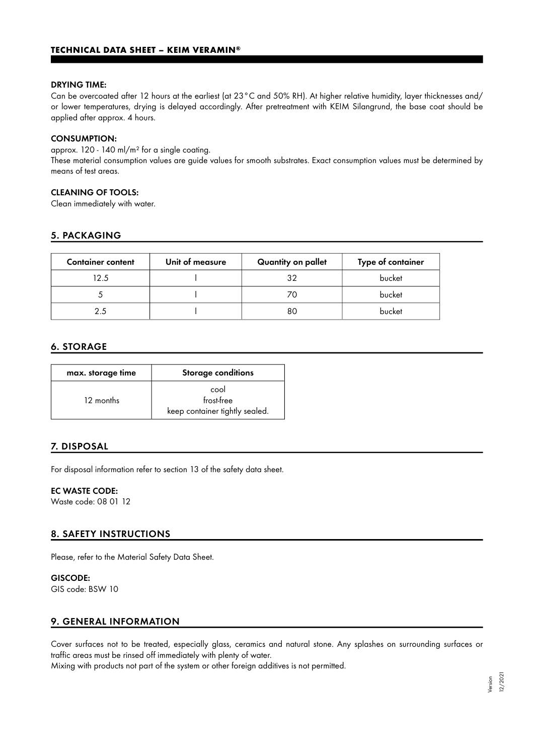#### DRYING TIME:

Can be overcoated after 12 hours at the earliest (at 23 °C and 50% RH). At higher relative humidity, layer thicknesses and/ or lower temperatures, drying is delayed accordingly. After pretreatment with KEIM Silangrund, the base coat should be applied after approx. 4 hours.

#### CONSUMPTION:

approx. 120 - 140 ml/m² for a single coating.
These material consumption values are guide values for smooth substrates. Exact consumption values must be determined by means of test areas.

#### CLEANING OF TOOLS:

Clean immediately with water.

## 5. PACKAGING

| Container content | Unit of measure | Quantity on pallet | Type of container |
|---|---|---|---|
| 12.5 | l | 32 | bucket |
| 5 | l | 70 | bucket |
| 2.5 | l | 80 | bucket |

## 6. STORAGE

| max. storage time | Storage conditions |
|---|---|
| 12 months | cool<br>frost-free<br>keep container tightly sealed. |

## 7. DISPOSAL

For disposal information refer to section 13 of the safety data sheet.

#### EC WASTE CODE:

Waste code: 08 01 12

## 8. SAFETY INSTRUCTIONS

Please, refer to the Material Safety Data Sheet.

#### GISCODE:

GIS code: BSW 10

## 9. GENERAL INFORMATION

Cover surfaces not to be treated, especially glass, ceramics and natural stone. Any splashes on surrounding surfaces or traffic areas must be rinsed off immediately with plenty of water.
Mixing with products not part of the system or other foreign additives is not permitted.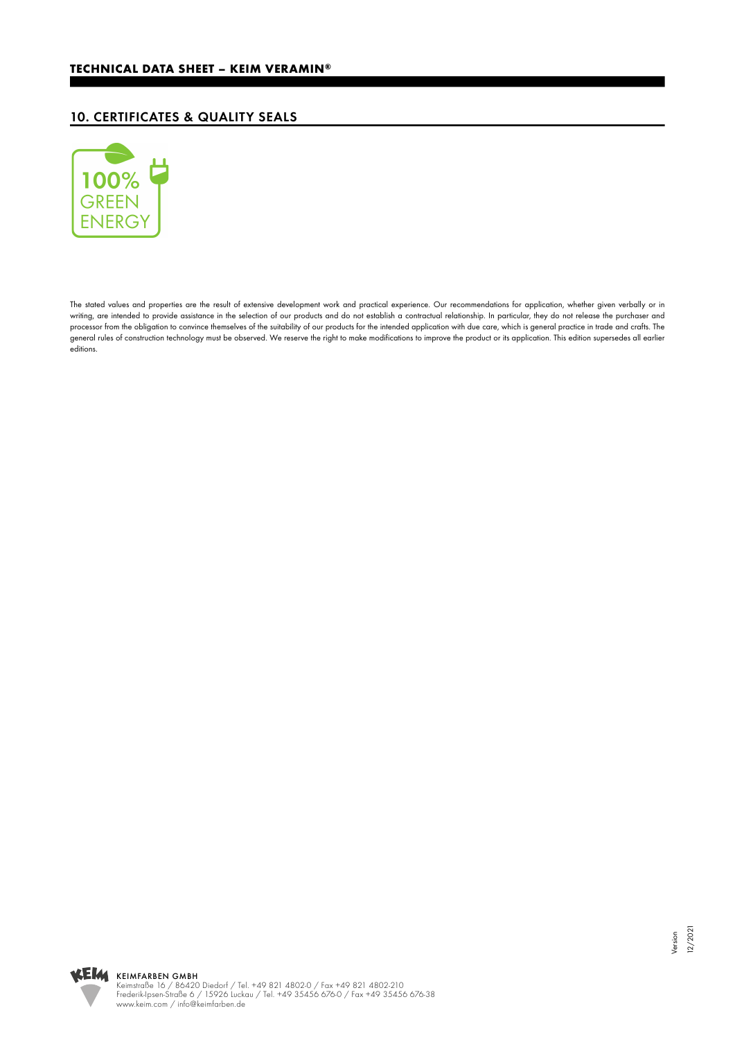## 10. CERTIFICATES & QUALITY SEALS

100% GREEN ENERGY

The stated values and properties are the result of extensive development work and practical experience. Our recommendations for application, whether given verbally or in writing, are intended to provide assistance in the selection of our products and do not establish a contractual relationship. In particular, they do not release the purchaser and processor from the obligation to convince themselves of the suitability of our products for the intended application with due care, which is general practice in trade and crafts. The general rules of construction technology must be observed. We reserve the right to make modifications to improve the product or its application. This edition supersedes all earlier editions.

KEIMFARBEN GMBH
Keimstraße 16 / 86420 Diedorf / Tel. +49 821 4802-0 / Fax +49 821 4802-210
Frederik-Ipsen-Straße 6 / 15926 Luckau / Tel. +49 35456 676-0 / Fax +49 35456 676-38
www.keim.com / info@keimfarben.de

Version 12/2021